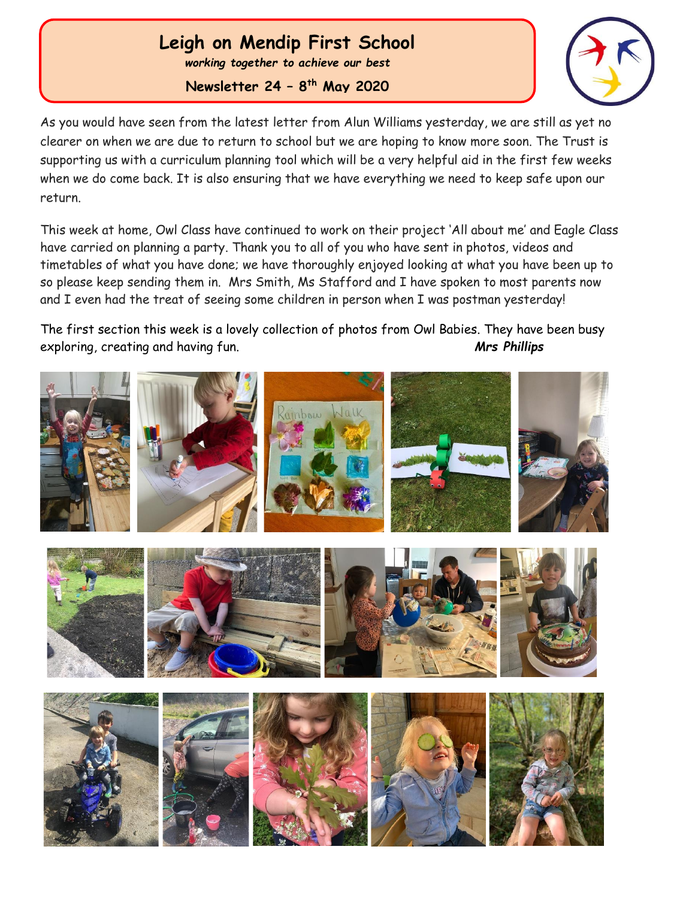# Leigh on Mendip First School

*working together to achieve our best*

**Newsletter 24 – 8th May 2020**

As you would have seen from the latest letter from Alun Williams yesterday, we are still as yet no clearer on when we are due to return to school but we are hoping to know more soon. The Trust is supporting us with a curriculum planning tool which will be a very helpful aid in the first few weeks when we do come back. It is also ensuring that we have everything we need to keep safe upon our return.

This week at home, Owl Class have continued to work on their project 'All about me' and Eagle Class have carried on planning a party. Thank you to all of you who have sent in photos, videos and timetables of what you have done; we have thoroughly enjoyed looking at what you have been up to so please keep sending them in. Mrs Smith, Ms Stafford and I have spoken to most parents now and I even had the treat of seeing some children in person when I was postman yesterday!

The first section this week is a lovely collection of photos from Owl Babies. They have been busy exploring, creating and having fun. ***Mrs Phillips***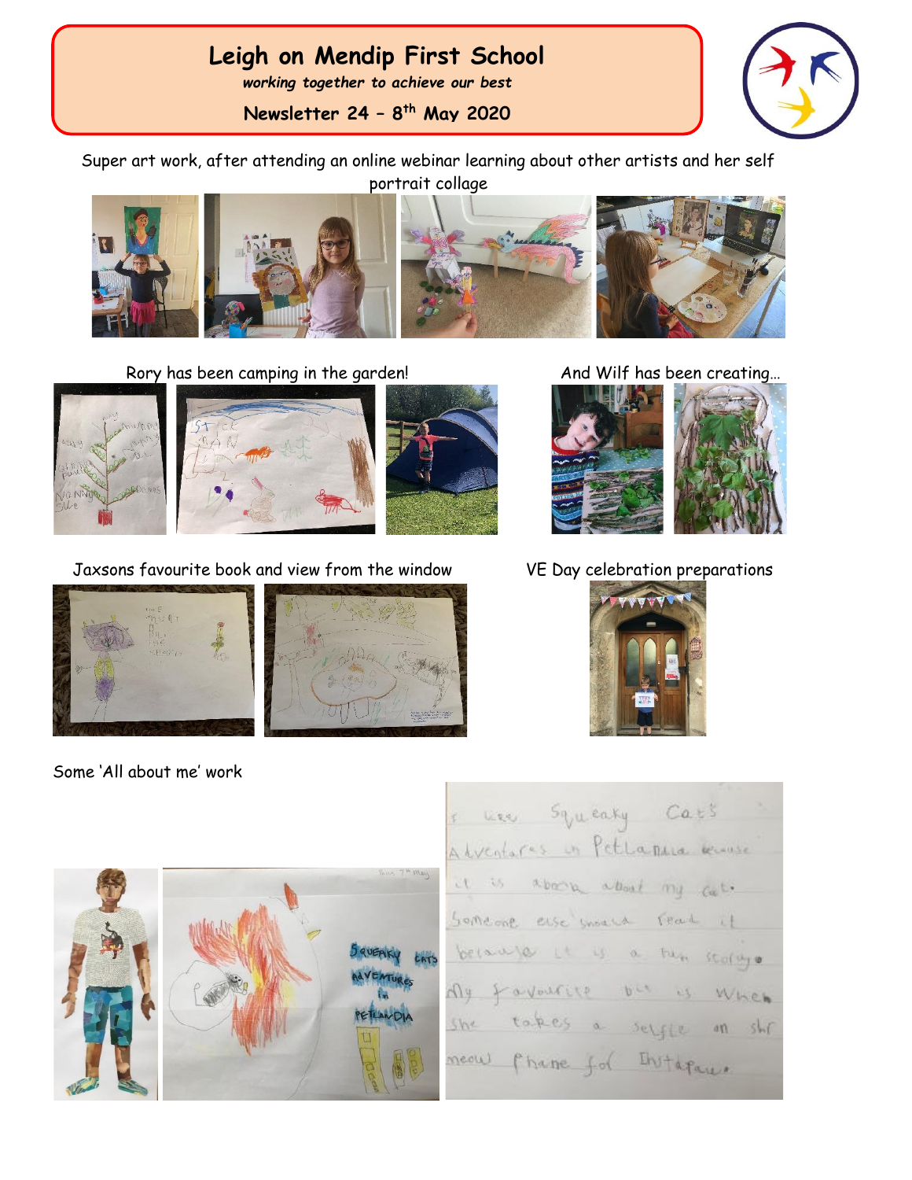# Leigh on Mendip First School

*working together to achieve our best*

**Newsletter 24 – 8th May 2020**

Super art work, after attending an online webinar learning about other artists and her self portrait collage

Rory has been camping in the garden!

And Wilf has been creating…

Jaxsons favourite book and view from the window

VE Day celebration preparations

Some 'All about me' work